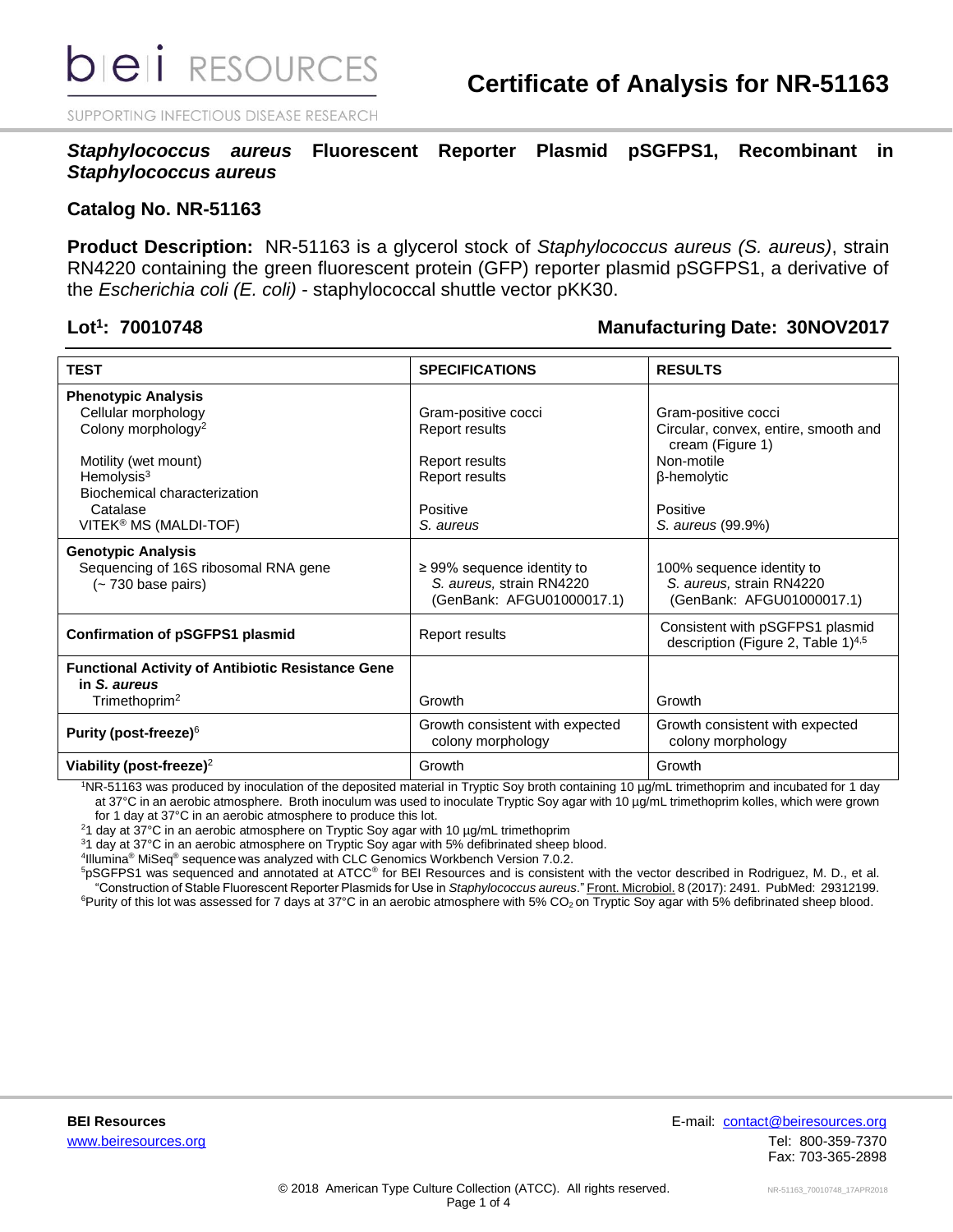# Certificate of Analysis for NR-51163

## *Staphylococcus aureus* Fluorescent Reporter Plasmid pSGFPS1, Recombinant in *Staphylococcus aureus*

**Catalog No. NR-51163**

**Product Description:** NR-51163 is a glycerol stock of *Staphylococcus aureus (S. aureus)*, strain RN4220 containing the green fluorescent protein (GFP) reporter plasmid pSGFPS1, a derivative of the *Escherichia coli (E. coli)* - staphylococcal shuttle vector pKK30.

**Lot[1]: 70010748** **Manufacturing Date: 30NOV2017**

| TEST | SPECIFICATIONS | RESULTS |
|---|---|---|
| **Phenotypic Analysis** | | |
| Cellular morphology | Gram-positive cocci | Gram-positive cocci |
| Colony morphology[2] | Report results | Circular, convex, entire, smooth and cream (Figure 1) |
| Motility (wet mount) | Report results | Non-motile |
| Hemolysis[3] | Report results | β-hemolytic |
| Biochemical characterization | | |
| Catalase | Positive | Positive |
| VITEK® MS (MALDI-TOF) | *S. aureus* | *S. aureus* (99.9%) |
| **Genotypic Analysis** | | |
| Sequencing of 16S ribosomal RNA gene (~ 730 base pairs) | ≥ 99% sequence identity to *S. aureus,* strain RN4220 (GenBank: AFGU01000017.1) | 100% sequence identity to *S. aureus,* strain RN4220 (GenBank: AFGU01000017.1) |
| **Confirmation of pSGFPS1 plasmid** | Report results | Consistent with pSGFPS1 plasmid description (Figure 2, Table 1)[4,5] |
| **Functional Activity of Antibiotic Resistance Gene in *S. aureus*** | | |
| Trimethoprim[2] | Growth | Growth |
| **Purity (post-freeze)**[6] | Growth consistent with expected colony morphology | Growth consistent with expected colony morphology |
| **Viability (post-freeze)**[2] | Growth | Growth |

[1]NR-51163 was produced by inoculation of the deposited material in Tryptic Soy broth containing 10 µg/mL trimethoprim and incubated for 1 day at 37°C in an aerobic atmosphere. Broth inoculum was used to inoculate Tryptic Soy agar with 10 µg/mL trimethoprim kolles, which were grown for 1 day at 37°C in an aerobic atmosphere to produce this lot.

[2]1 day at 37°C in an aerobic atmosphere on Tryptic Soy agar with 10 µg/mL trimethoprim

[3]1 day at 37°C in an aerobic atmosphere on Tryptic Soy agar with 5% defibrinated sheep blood.

[4]Illumina® MiSeq® sequence was analyzed with CLC Genomics Workbench Version 7.0.2.

[5]pSGFPS1 was sequenced and annotated at ATCC® for BEI Resources and is consistent with the vector described in Rodriguez, M. D., et al. "Construction of Stable Fluorescent Reporter Plasmids for Use in *Staphylococcus aureus*." Front. Microbiol. 8 (2017): 2491. PubMed: 29312199.

[6]Purity of this lot was assessed for 7 days at 37°C in an aerobic atmosphere with 5% $CO_2$ on Tryptic Soy agar with 5% defibrinated sheep blood.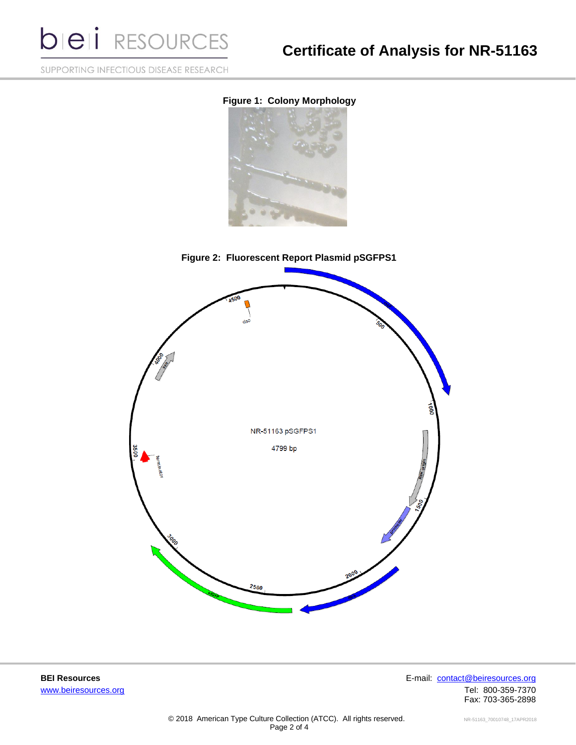# Certificate of Analysis for NR-51163

**Figure 1: Colony Morphology**

**Figure 2: Fluorescent Report Plasmid pSGFPS1**

NR-51163 pSGFPS1

4799 bp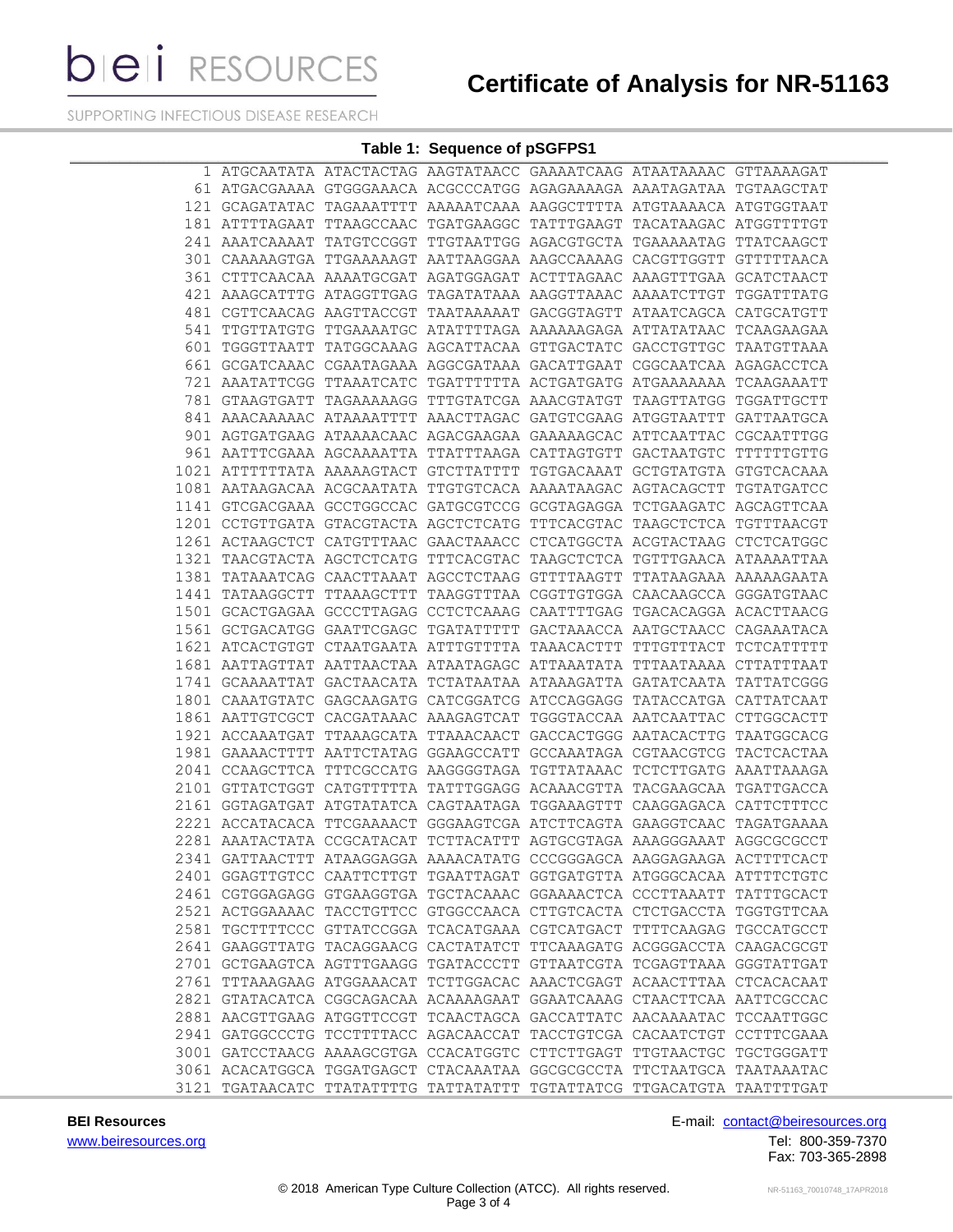### Table 1: Sequence of pSGFPS1

```
   1 ATGCAATATA ATACTACTAG AAGTATAACC GAAAATCAAG ATAATAAAAC GTTAAAAGAT
  61 ATGACGAAAA GTGGGAAACA ACGCCCATGG AGAGAAAAGA AAATAGATAA TGTAAGCTAT
 121 GCAGATATAC TAGAAATTTT AAAAATCAAA AAGGCTTTTA ATGTAAAACA ATGTGGTAAT
 181 ATTTTAGAAT TTAAGCCAAC TGATGAAGGC TATTTGAAGT TACATAAGAC ATGGTTTTGT
 241 AAATCAAAAT TATGTCCGGT TTGTAATTGG AGACGTGCTA TGAAAAATAG TTATCAAGCT
 301 CAAAAAGTGA TTGAAAAAGT AATTAAGGAA AAGCCAAAAG CACGTTGGTT GTTTTTAACA
 361 CTTTCAACAA AAAATGCGAT AGATGGAGAT ACTTTAGAAC AAAGTTTGAA GCATCTAACT
 421 AAAGCATTTG ATAGGTTGAG TAGATATAAA AAGGTTAAAC AAAATCTTGT TGGATTTATG
 481 CGTTCAACAG AAGTTACCGT TAATAAAAAT GACGGTAGTT ATAATCAGCA CATGCATGTT
 541 TTGTTATGTG TTGAAAATGC ATATTTTAGA AAAAAAGAGA ATTATATAAC TCAAGAAGAA
 601 TGGGTTAATT TATGGCAAAG AGCATTACAA GTTGACTATC GACCTGTTGC TAATGTTAAA
 661 GCGATCAAAC CGAATAGAAA AGGCGATAAA GACATTGAAT CGGCAATCAA AGAGACCTCA
 721 AAATATTCGG TTAAATCATC TGATTTTTTA ACTGATGATG ATGAAAAAAA TCAAGAAATT
 781 GTAAGTGATT TAGAAAAAGG TTTGTATCGA AAACGTATGT TAAGTTATGG TGGATTGCTT
 841 AAACAAAAAC ATAAAATTTT AAACTTAGAC GATGTCGAAG ATGGTAATTT GATTAATGCA
 901 AGTGATGAAG ATAAAACAAC AGACGAAGAA GAAAAAGCAC ATTCAATTAC CGCAATTTGG
 961 AATTTCGAAA AGCAAAATTA TTATTTAAGA CATTAGTGTT GACTAATGTC TTTTTTGTTG
1021 ATTTTTTATA AAAAAGTACT GTCTTATTTT TGTGACAAAT GCTGTATGTA GTGTCACAAA
1081 AATAAGACAA ACGCAATATA TTGTGTCACA AAAATAAGAC AGTACAGCTT TGTATGATCC
1141 GTCGACGAAA GCCTGGCCAC GATGCGTCCG GCGTAGAGGA TCTGAAGATC AGCAGTTCAA
1201 CCTGTTGATA GTACGTACTA AGCTCTCATG TTTCACGTAC TAAGCTCTCA TGTTTAACGT
1261 ACTAAGCTCT CATGTTTAAC GAACTAAACC CTCATGGCTA ACGTACTAAG CTCTCATGGC
1321 TAACGTACTA AGCTCTCATG TTTCACGTAC TAAGCTCTCA TGTTTGAACA ATAAAATTAA
1381 TATAAATCAG CAACTTAAAT AGCCTCTAAG GTTTTAAGTT TTATAAGAAA AAAAAGAATA
1441 TATAAGGCTT TTAAAGCTTT TAAGGTTTAA CGGTTGTGGA CAACAAGCCA GGGATGTAAC
1501 GCACTGAGAA GCCCTTAGAG CCTCTCAAAG CAATTTTGAG TGACACAGGA ACACTTAACG
1561 GCTGACATGG GAATTCGAGC TGATATTTTT GACTAAACCA AATGCTAACC CAGAAATACA
1621 ATCACTGTGT CTAATGAATA ATTTGTTTTA TAAACACTTT TTTGTTTACT TCTCATTTTT
1681 AATTAGTTAT AATTAACTAA ATAATAGAGC ATTAAATATA TTTAATAAAA CTTATTTAAT
1741 GCAAAATTAT GACTAACATA TCTATAATAA ATAAAGATTA GATATCAATA TATTATCGGG
1801 CAAATGTATC GAGCAAGATG CATCGGATCG ATCCAGGAGG TATACCATGA CATTATCAAT
1861 AATTGTCGCT CACGATAAAC AAAGAGTCAT TGGGTACCAA AATCAATTAC CTTGGCACTT
1921 ACCAAATGAT TTAAAGCATA TTAAACAACT GACCACTGGG AATACACTTG TAATGGCACG
1981 GAAAACTTTT AATTCTATAG GGAAGCCATT GCCAAATAGA CGTAACGTCG TACTCACTAA
2041 CCAAGCTTCA TTTCGCCATG AAGGGGTAGA TGTTATAAAC TCTCTTGATG AAATTAAAGA
2101 GTTATCTGGT CATGTTTTTA TATTTGGAGG ACAAACGTTA TACGAAGCAA TGATTGACCA
2161 GGTAGATGAT ATGTATATCA CAGTAATAGA TGGAAAGTTT CAAGGAGACA CATTCTTTCC
2221 ACCATACACA TTCGAAAACT GGGAAGTCGA ATCTTCAGTA GAAGGTCAAC TAGATGAAAA
2281 AAATACTATA CCGCATACAT TCTTACATTT AGTGCGTAGA AAAGGGAAAT AGGCGCGCCT
2341 GATTAACTTT ATAAGGAGGA AAAACATATG CCCGGGAGCA AAGGAGAAGA ACTTTTCACT
2401 GGAGTTGTCC CAATTCTTGT TGAATTAGAT GGTGATGTTA ATGGGCACAA ATTTTCTGTC
2461 CGTGGAGAGG GTGAAGGTGA TGCTACAAAC GGAAAACTCA CCCTTAAATT TATTTGCACT
2521 ACTGGAAAAC TACCTGTTCC GTGGCCAACA CTTGTCACTA CTCTGACCTA TGGTGTTCAA
2581 TGCTTTTCCC GTTATCCGGA TCACATGAAA CGTCATGACT TTTTCAAGAG TGCCATGCCT
2641 GAAGGTTATG TACAGGAACG CACTATATCT TTCAAAGATG ACGGGACCTA CAAGACGCGT
2701 GCTGAAGTCA AGTTTGAAGG TGATACCCTT GTTAATCGTA TCGAGTTAAA GGGTATTGAT
2761 TTTAAAGAAG ATGGAAACAT TCTTGGACAC AAACTCGAGT ACAACTTTAA CTCACACAAT
2821 GTATACATCA CGGCAGACAA ACAAAAGAAT GGAATCAAAG CTAACTTCAA AATTCGCCAC
2881 AACGTTGAAG ATGGTTCCGT TCAACTAGCA GACCATTATC AACAAAATAC TCCAATTGGC
2941 GATGGCCCTG TCCTTTTACC AGACAACCAT TACCTGTCGA CACAATCTGT CCTTTCGAAA
3001 GATCCTAACG AAAAGCGTGA CCACATGGTC CTTCTTGAGT TTGTAACTGC TGCTGGGATT
3061 ACACATGGCA TGGATGAGCT CTACAAATAA GGCGCGCCTA TTCTAATGCA TAATAAATAC
3121 TGATAACATC TTATATTTTG TATTATATTT TGTATTATCG TTGACATGTA TAATTTTGAT
```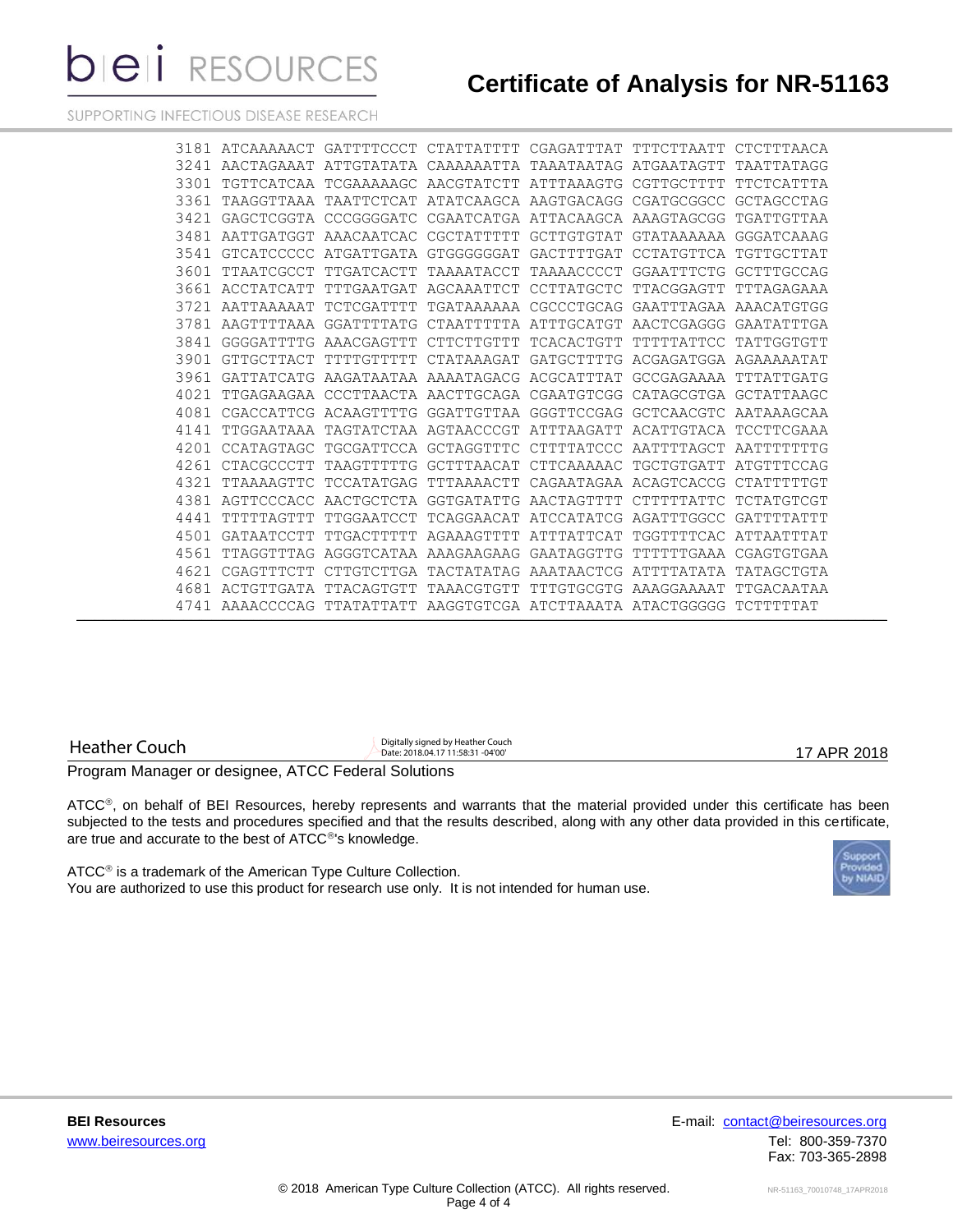# Certificate of Analysis for NR-51163

```
3181 ATCAAAAACT GATTTTCCCT CTATTATTTT CGAGATTTAT TTTCTTAATT CTCTTTAACA
3241 AACTAGAAAT ATTGTATATA CAAAAAATTA TAAATAATAG ATGAATAGTT TAATTATAGG
3301 TGTTCATCAA TCGAAAAAGC AACGTATCTT ATTTAAAGTG CGTTGCTTTT TTCTCATTTA
3361 TAAGGTTAAA TAATTCTCAT ATATCAAGCA AAGTGACAGG CGATGCGGCC GCTAGCCTAG
3421 GAGCTCGGTA CCCGGGGATC CGAATCATGA ATTACAAGCA AAAGTAGCGG TGATTGTTAA
3481 AATTGATGGT AAACAATCAC CGCTATTTTT GCTTGTGTAT GTATAAAAAA GGGATCAAAG
3541 GTCATCCCCC ATGATTGATA GTGGGGGGAT GACTTTTGAT CCTATGTTCA TGTTGCTTAT
3601 TTAATCGCCT TTGATCACTT TAAAATACCT TAAAACCCCT GGAATTTCTG GCTTTGCCAG
3661 ACCTATCATT TTTGAATGAT AGCAAATTCT CCTTATGCTC TTACGGAGTT TTTAGAGAAA
3721 AATTAAAAAT TCTCGATTTT TGATAAAAAA CGCCCTGCAG GAATTTAGAA AAACATGTGG
3781 AAGTTTTAAA GGATTTTATG CTAATTTTTA ATTTGCATGT AACTCGAGGG GAATATTTGA
3841 GGGGATTTTG AAACGAGTTT CTTCTTGTTT TCACACTGTT TTTTTATTCC TATTGGTGTT
3901 GTTGCTTACT TTTTGTTTTT CTATAAAGAT GATGCTTTTG ACGAGATGGA AGAAAAATAT
3961 GATTATCATG AAGATAATAA AAAATAGACG ACGCATTTAT GCCGAGAAAA TTTATTGATG
4021 TTGAGAAGAA CCCTTAACTA AACTTGCAGA CGAATGTCGG CATAGCGTGA GCTATTAAGC
4081 CGACCATTCG ACAAGTTTTG GGATTGTTAA GGGTTCCGAG GCTCAACGTC AATAAAGCAA
4141 TTGGAATAAA TAGTATCTAA AGTAACCCGT ATTTAAGATT ACATTGTACA TCCTTCGAAA
4201 CCATAGTAGC TGCGATTCCA GCTAGGTTTC CTTTTATCCC AATTTTAGCT AATTTTTTTG
4261 CTACGCCCTT TAAGTTTTTG GCTTTAACAT CTTCAAAAAC TGCTGTGATT ATGTTTCCAG
4321 TTAAAAGTTC TCCATATGAG TTTAAAACTT CAGAATAGAA ACAGTCACCG CTATTTTTGT
4381 AGTTCCCACC AACTGCTCTA GGTGATATTG AACTAGTTTT CTTTTTATTC TCTATGTCGT
4441 TTTTTAGTTT TTGGAATCCT TCAGGAACAT ATCCATATCG AGATTTGGCC GATTTTATTT
4501 GATAATCCTT TTGACTTTTT AGAAAGTTTT ATTTATTCAT TGGTTTTCAC ATTAATTTAT
4561 TTAGGTTTAG AGGGTCATAA AAAGAAGAAG GAATAGGTTG TTTTTTGAAA CGAGTGTGAA
4621 CGAGTTTCTT CTTGTCTTGA TACTATATAG AAATAACTCG ATTTTATATA TATAGCTGTA
4681 ACTGTTGATA TTACAGTGTT TAAACGTGTT TTTGTGCGTG AAAGGAAAAT TTGACAATAA
4741 AAAACCCCAG TTATATTATT AAGGTGTCGA ATCTTAAATA ATACTGGGGG TCTTTTTAT
```

Heather Couch — Digitally signed by Heather Couch, Date: 2018.04.17 11:58:31 -04'00' — 17 APR 2018

Program Manager or designee, ATCC Federal Solutions

ATCC®, on behalf of BEI Resources, hereby represents and warrants that the material provided under this certificate has been subjected to the tests and procedures specified and that the results described, along with any other data provided in this certificate, are true and accurate to the best of ATCC®'s knowledge.

ATCC® is a trademark of the American Type Culture Collection.
You are authorized to use this product for research use only. It is not intended for human use.

**BEI Resources**
www.beiresources.org

E-mail: contact@beiresources.org
Tel: 800-359-7370
Fax: 703-365-2898

© 2018 American Type Culture Collection (ATCC). All rights reserved.

NR-51163_70010748_17APR2018